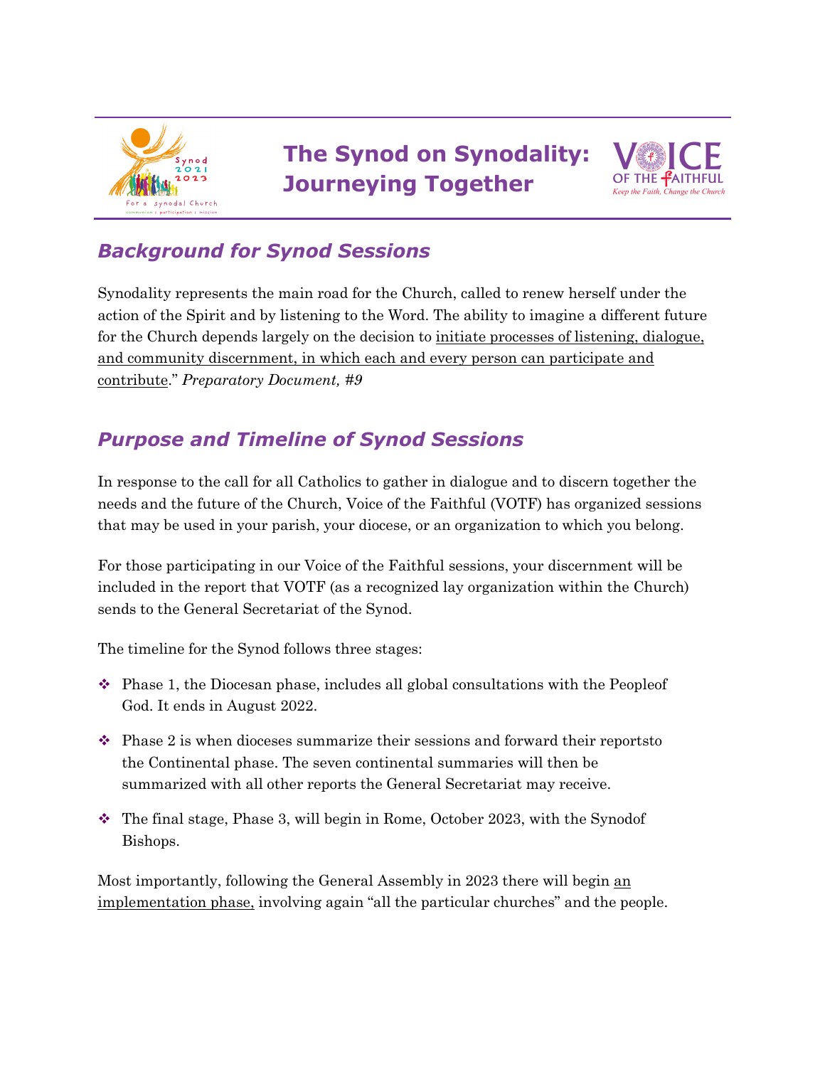# The Synod on Synodality: Journeying Together

## *Background for Synod Sessions*

Synodality represents the main road for the Church, called to renew herself under the action of the Spirit and by listening to the Word. The ability to imagine a different future for the Church depends largely on the decision to initiate processes of listening, dialogue, and community discernment, in which each and every person can participate and contribute." *Preparatory Document, #9*

## *Purpose and Timeline of Synod Sessions*

In response to the call for all Catholics to gather in dialogue and to discern together the needs and the future of the Church, Voice of the Faithful (VOTF) has organized sessions that may be used in your parish, your diocese, or an organization to which you belong.

For those participating in our Voice of the Faithful sessions, your discernment will be included in the report that VOTF (as a recognized lay organization within the Church) sends to the General Secretariat of the Synod.

The timeline for the Synod follows three stages:

- Phase 1, the Diocesan phase, includes all global consultations with the Peopleof God. It ends in August 2022.
- Phase 2 is when dioceses summarize their sessions and forward their reportsto the Continental phase. The seven continental summaries will then be summarized with all other reports the General Secretariat may receive.
- The final stage, Phase 3, will begin in Rome, October 2023, with the Synodof Bishops.

Most importantly, following the General Assembly in 2023 there will begin an implementation phase, involving again "all the particular churches" and the people.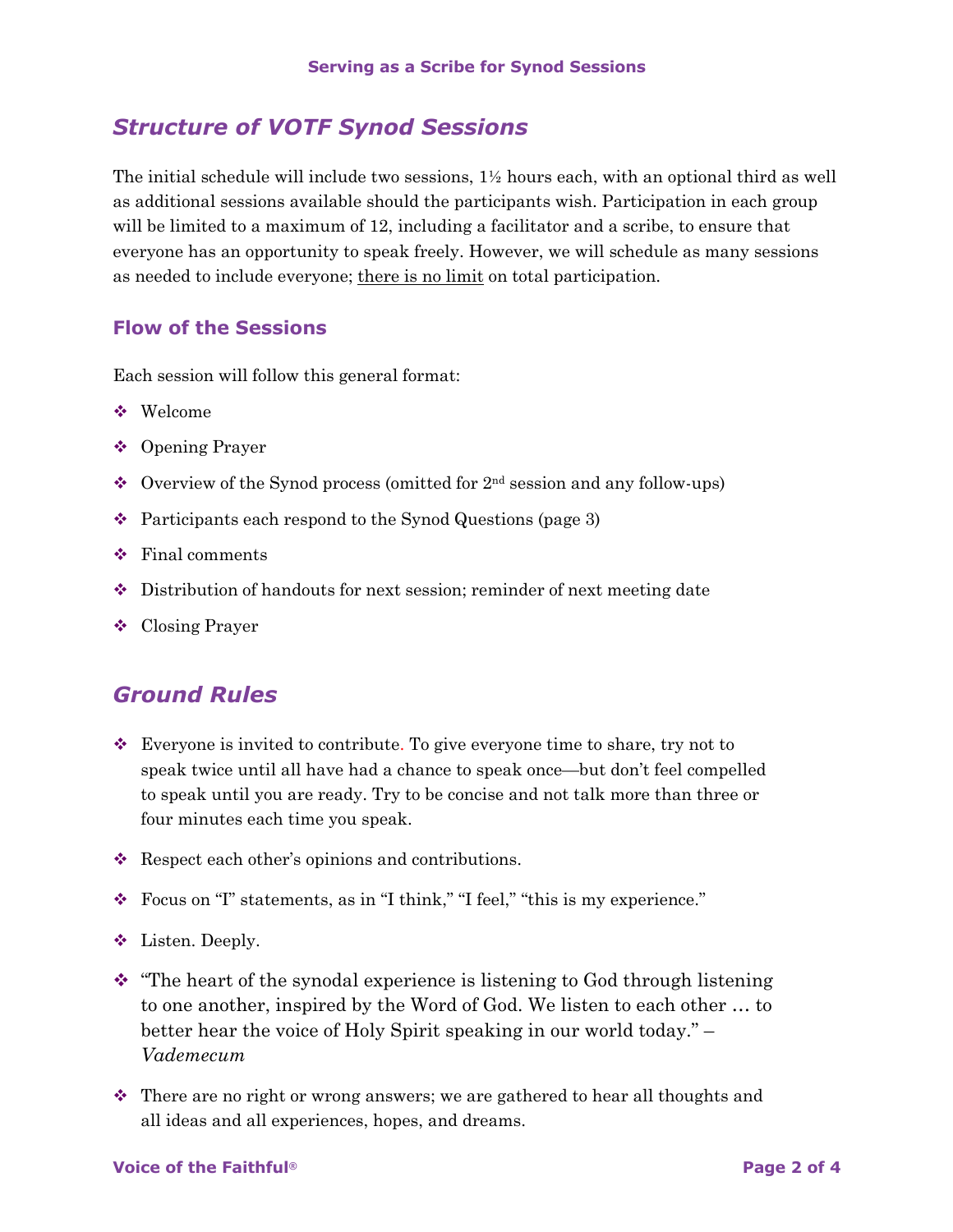## *Structure of VOTF Synod Sessions*

The initial schedule will include two sessions, 1½ hours each, with an optional third as well as additional sessions available should the participants wish. Participation in each group will be limited to a maximum of 12, including a facilitator and a scribe, to ensure that everyone has an opportunity to speak freely. However, we will schedule as many sessions as needed to include everyone; there is no limit on total participation.

### Flow of the Sessions

Each session will follow this general format:

- Welcome
- Opening Prayer
- Overview of the Synod process (omitted for 2nd session and any follow-ups)
- Participants each respond to the Synod Questions (page 3)
- Final comments
- Distribution of handouts for next session; reminder of next meeting date
- Closing Prayer

## *Ground Rules*

- Everyone is invited to contribute. To give everyone time to share, try not to speak twice until all have had a chance to speak once—but don't feel compelled to speak until you are ready. Try to be concise and not talk more than three or four minutes each time you speak.
- Respect each other's opinions and contributions.
- Focus on "I" statements, as in "I think," "I feel," "this is my experience."
- Listen. Deeply.
- "The heart of the synodal experience is listening to God through listening to one another, inspired by the Word of God. We listen to each other … to better hear the voice of Holy Spirit speaking in our world today." – *Vademecum*
- There are no right or wrong answers; we are gathered to hear all thoughts and all ideas and all experiences, hopes, and dreams.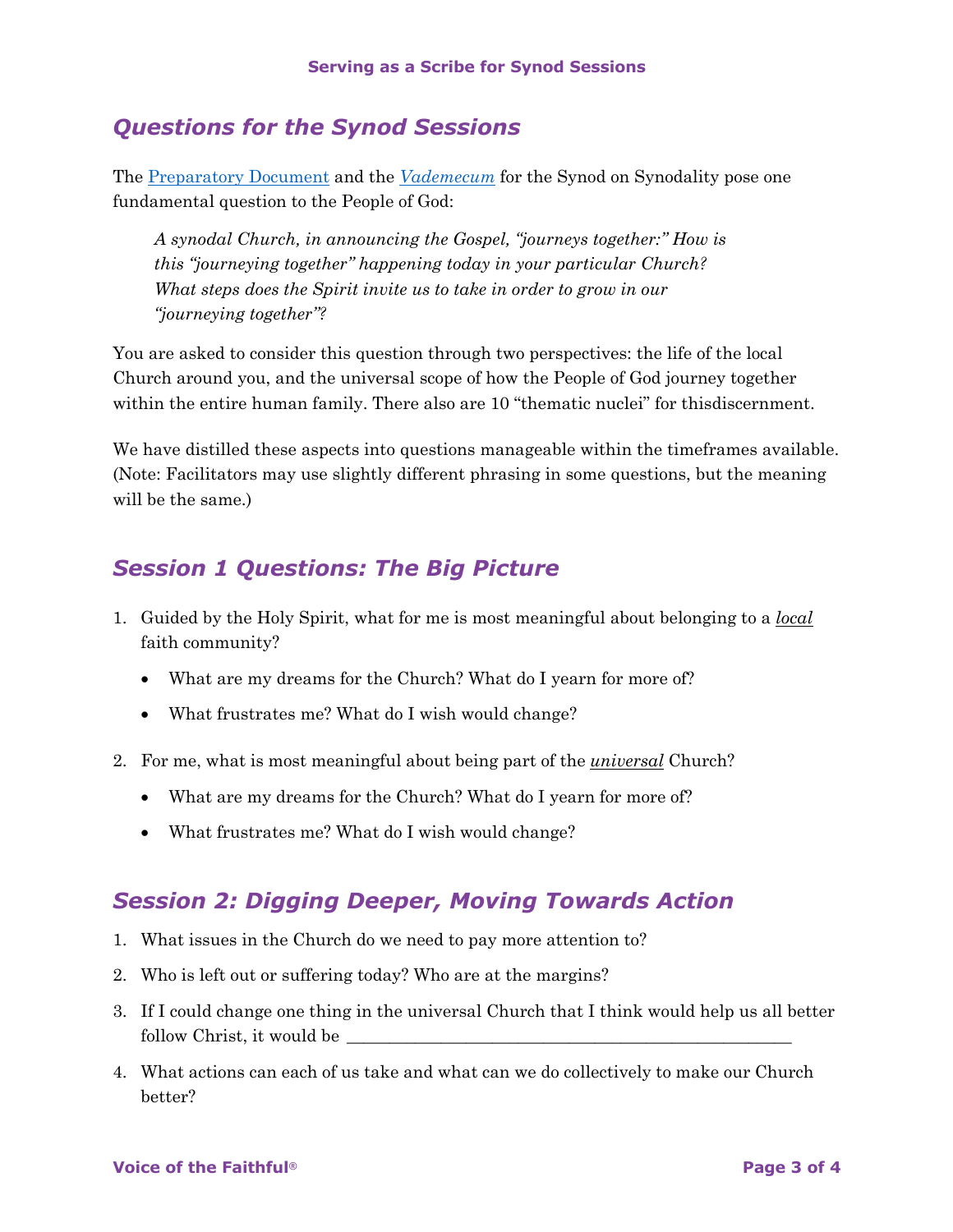## *Questions for the Synod Sessions*

The [Preparatory Document]() and the [*Vademecum*]() for the Synod on Synodality pose one fundamental question to the People of God:

> *A synodal Church, in announcing the Gospel, "journeys together:" How is this "journeying together" happening today in your particular Church? What steps does the Spirit invite us to take in order to grow in our "journeying together"?*

You are asked to consider this question through two perspectives: the life of the local Church around you, and the universal scope of how the People of God journey together within the entire human family. There also are 10 "thematic nuclei" for thisdiscernment.

We have distilled these aspects into questions manageable within the timeframes available. (Note: Facilitators may use slightly different phrasing in some questions, but the meaning will be the same.)

## *Session 1 Questions: The Big Picture*

1. Guided by the Holy Spirit, what for me is most meaningful about belonging to a ***local*** faith community?
   - What are my dreams for the Church? What do I yearn for more of?
   - What frustrates me? What do I wish would change?
2. For me, what is most meaningful about being part of the ***universal*** Church?
   - What are my dreams for the Church? What do I yearn for more of?
   - What frustrates me? What do I wish would change?

## *Session 2: Digging Deeper, Moving Towards Action*

1. What issues in the Church do we need to pay more attention to?
2. Who is left out or suffering today? Who are at the margins?
3. If I could change one thing in the universal Church that I think would help us all better follow Christ, it would be ____________________________________________________
4. What actions can each of us take and what can we do collectively to make our Church better?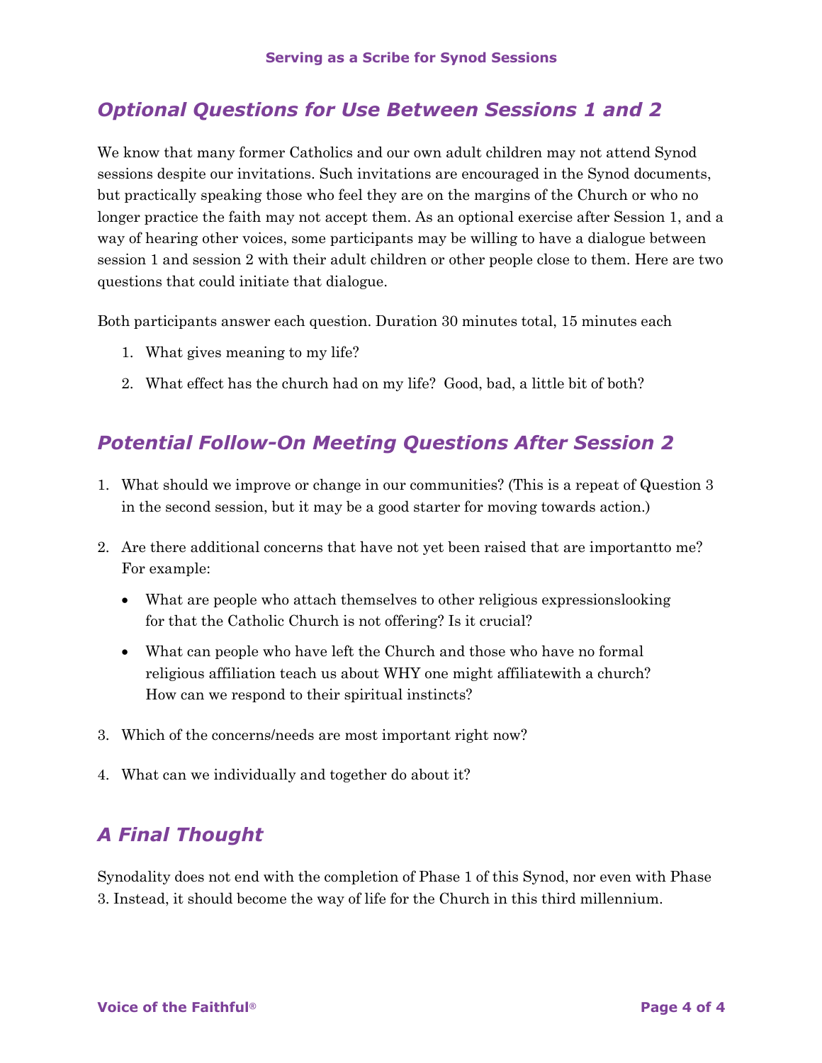## *Optional Questions for Use Between Sessions 1 and 2*

We know that many former Catholics and our own adult children may not attend Synod sessions despite our invitations. Such invitations are encouraged in the Synod documents, but practically speaking those who feel they are on the margins of the Church or who no longer practice the faith may not accept them. As an optional exercise after Session 1, and a way of hearing other voices, some participants may be willing to have a dialogue between session 1 and session 2 with their adult children or other people close to them. Here are two questions that could initiate that dialogue.

Both participants answer each question. Duration 30 minutes total, 15 minutes each

1. What gives meaning to my life?
2. What effect has the church had on my life? Good, bad, a little bit of both?

## *Potential Follow-On Meeting Questions After Session 2*

1. What should we improve or change in our communities? (This is a repeat of Question 3 in the second session, but it may be a good starter for moving towards action.)
2. Are there additional concerns that have not yet been raised that are importantto me? For example:
   - What are people who attach themselves to other religious expressionslooking for that the Catholic Church is not offering? Is it crucial?
   - What can people who have left the Church and those who have no formal religious affiliation teach us about WHY one might affiliatewith a church? How can we respond to their spiritual instincts?
3. Which of the concerns/needs are most important right now?
4. What can we individually and together do about it?

## *A Final Thought*

Synodality does not end with the completion of Phase 1 of this Synod, nor even with Phase 3. Instead, it should become the way of life for the Church in this third millennium.